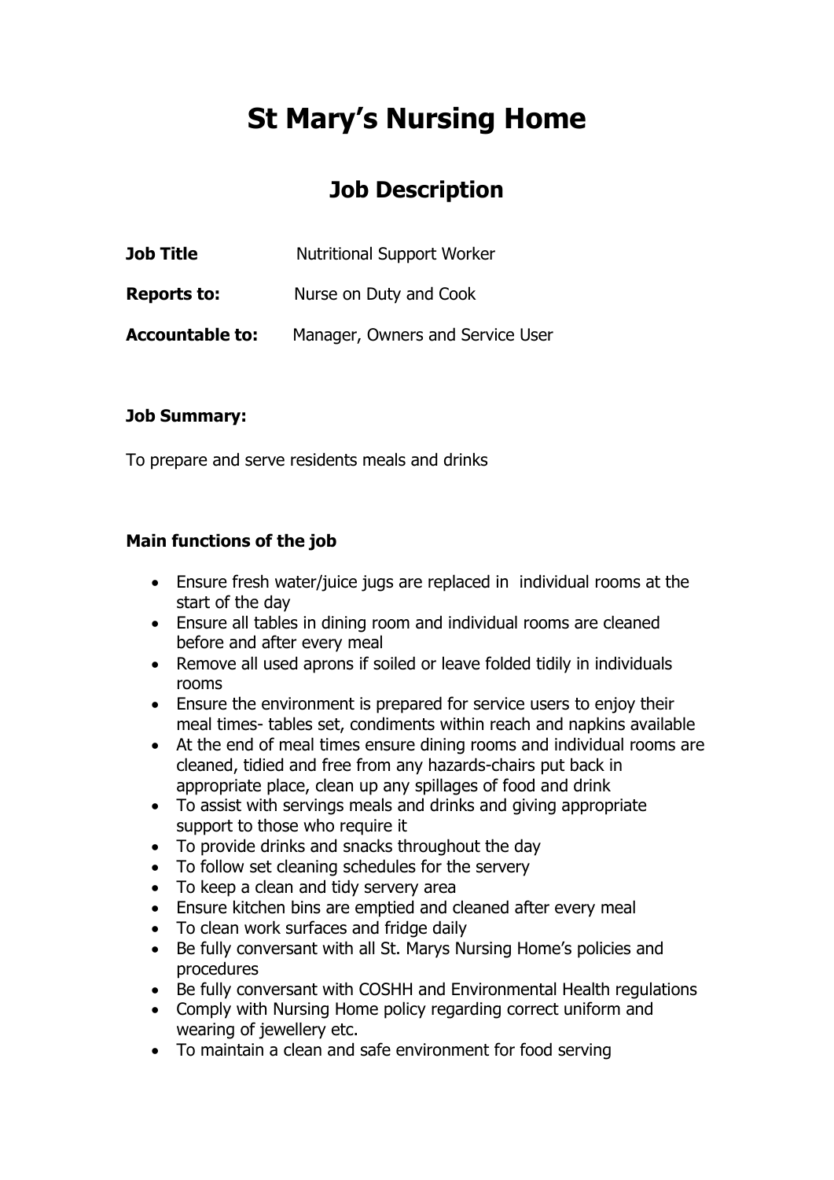# St Mary's Nursing Home

## Job Description

**Job Title** Nutritional Support Worker

**Reports to:** Nurse on Duty and Cook

**Accountable to:** Manager, Owners and Service User

**Job Summary:**

To prepare and serve residents meals and drinks

**Main functions of the job**

- Ensure fresh water/juice jugs are replaced in individual rooms at the start of the day
- Ensure all tables in dining room and individual rooms are cleaned before and after every meal
- Remove all used aprons if soiled or leave folded tidily in individuals rooms
- Ensure the environment is prepared for service users to enjoy their meal times- tables set, condiments within reach and napkins available
- At the end of meal times ensure dining rooms and individual rooms are cleaned, tidied and free from any hazards-chairs put back in appropriate place, clean up any spillages of food and drink
- To assist with servings meals and drinks and giving appropriate support to those who require it
- To provide drinks and snacks throughout the day
- To follow set cleaning schedules for the servery
- To keep a clean and tidy servery area
- Ensure kitchen bins are emptied and cleaned after every meal
- To clean work surfaces and fridge daily
- Be fully conversant with all St. Marys Nursing Home's policies and procedures
- Be fully conversant with COSHH and Environmental Health regulations
- Comply with Nursing Home policy regarding correct uniform and wearing of jewellery etc.
- To maintain a clean and safe environment for food serving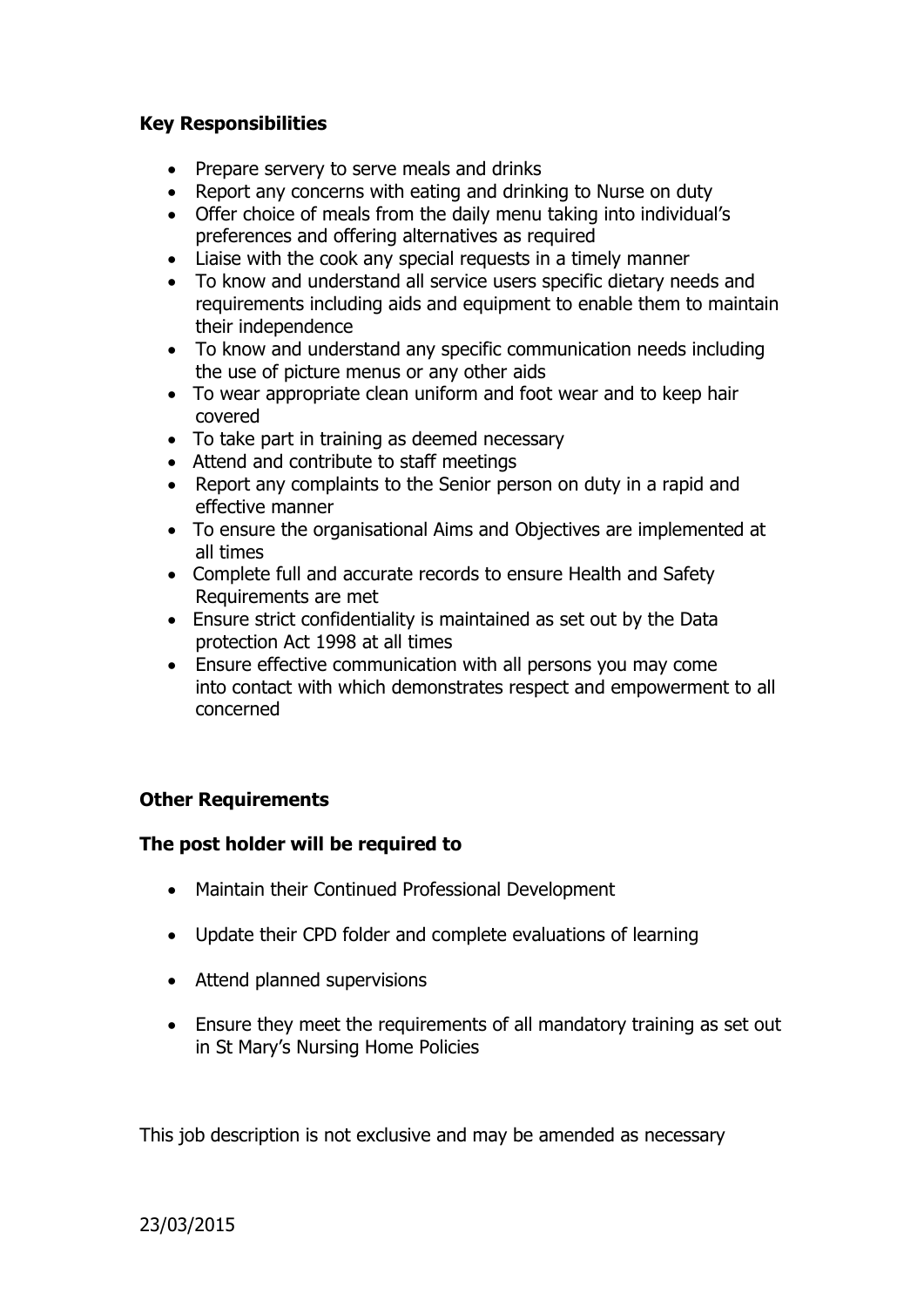**Key Responsibilities**

- Prepare servery to serve meals and drinks
- Report any concerns with eating and drinking to Nurse on duty
- Offer choice of meals from the daily menu taking into individual's preferences and offering alternatives as required
- Liaise with the cook any special requests in a timely manner
- To know and understand all service users specific dietary needs and requirements including aids and equipment to enable them to maintain their independence
- To know and understand any specific communication needs including the use of picture menus or any other aids
- To wear appropriate clean uniform and foot wear and to keep hair covered
- To take part in training as deemed necessary
- Attend and contribute to staff meetings
- Report any complaints to the Senior person on duty in a rapid and effective manner
- To ensure the organisational Aims and Objectives are implemented at all times
- Complete full and accurate records to ensure Health and Safety Requirements are met
- Ensure strict confidentiality is maintained as set out by the Data protection Act 1998 at all times
- Ensure effective communication with all persons you may come into contact with which demonstrates respect and empowerment to all concerned

**Other Requirements**

**The post holder will be required to**

- Maintain their Continued Professional Development
- Update their CPD folder and complete evaluations of learning
- Attend planned supervisions
- Ensure they meet the requirements of all mandatory training as set out in St Mary's Nursing Home Policies

This job description is not exclusive and may be amended as necessary

23/03/2015